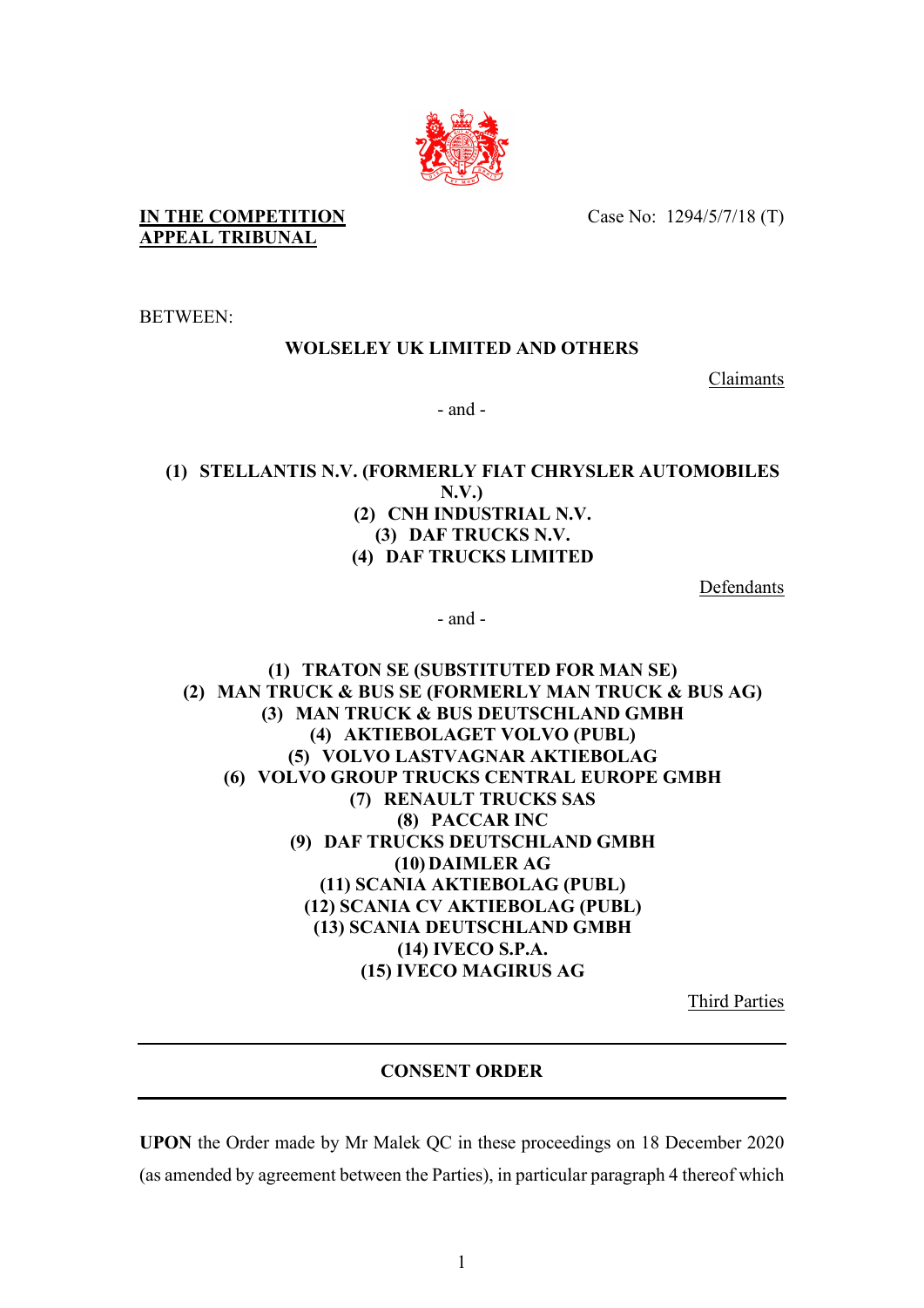**IN THE COMPETITION APPEAL TRIBUNAL**

Case No: 1294/5/7/18 (T)

BETWEEN:

**WOLSELEY UK LIMITED AND OTHERS**

Claimants

\- and -

**(1) STELLANTIS N.V. (FORMERLY FIAT CHRYSLER AUTOMOBILES N.V.)**
**(2) CNH INDUSTRIAL N.V.**
**(3) DAF TRUCKS N.V.**
**(4) DAF TRUCKS LIMITED**

Defendants

\- and -

**(1) TRATON SE (SUBSTITUTED FOR MAN SE)**
**(2) MAN TRUCK & BUS SE (FORMERLY MAN TRUCK & BUS AG)**
**(3) MAN TRUCK & BUS DEUTSCHLAND GMBH**
**(4) AKTIEBOLAGET VOLVO (PUBL)**
**(5) VOLVO LASTVAGNAR AKTIEBOLAG**
**(6) VOLVO GROUP TRUCKS CENTRAL EUROPE GMBH**
**(7) RENAULT TRUCKS SAS**
**(8) PACCAR INC**
**(9) DAF TRUCKS DEUTSCHLAND GMBH**
**(10) DAIMLER AG**
**(11) SCANIA AKTIEBOLAG (PUBL)**
**(12) SCANIA CV AKTIEBOLAG (PUBL)**
**(13) SCANIA DEUTSCHLAND GMBH**
**(14) IVECO S.P.A.**
**(15) IVECO MAGIRUS AG**

Third Parties

---

## CONSENT ORDER

---

**UPON** the Order made by Mr Malek QC in these proceedings on 18 December 2020 (as amended by agreement between the Parties), in particular paragraph 4 thereof which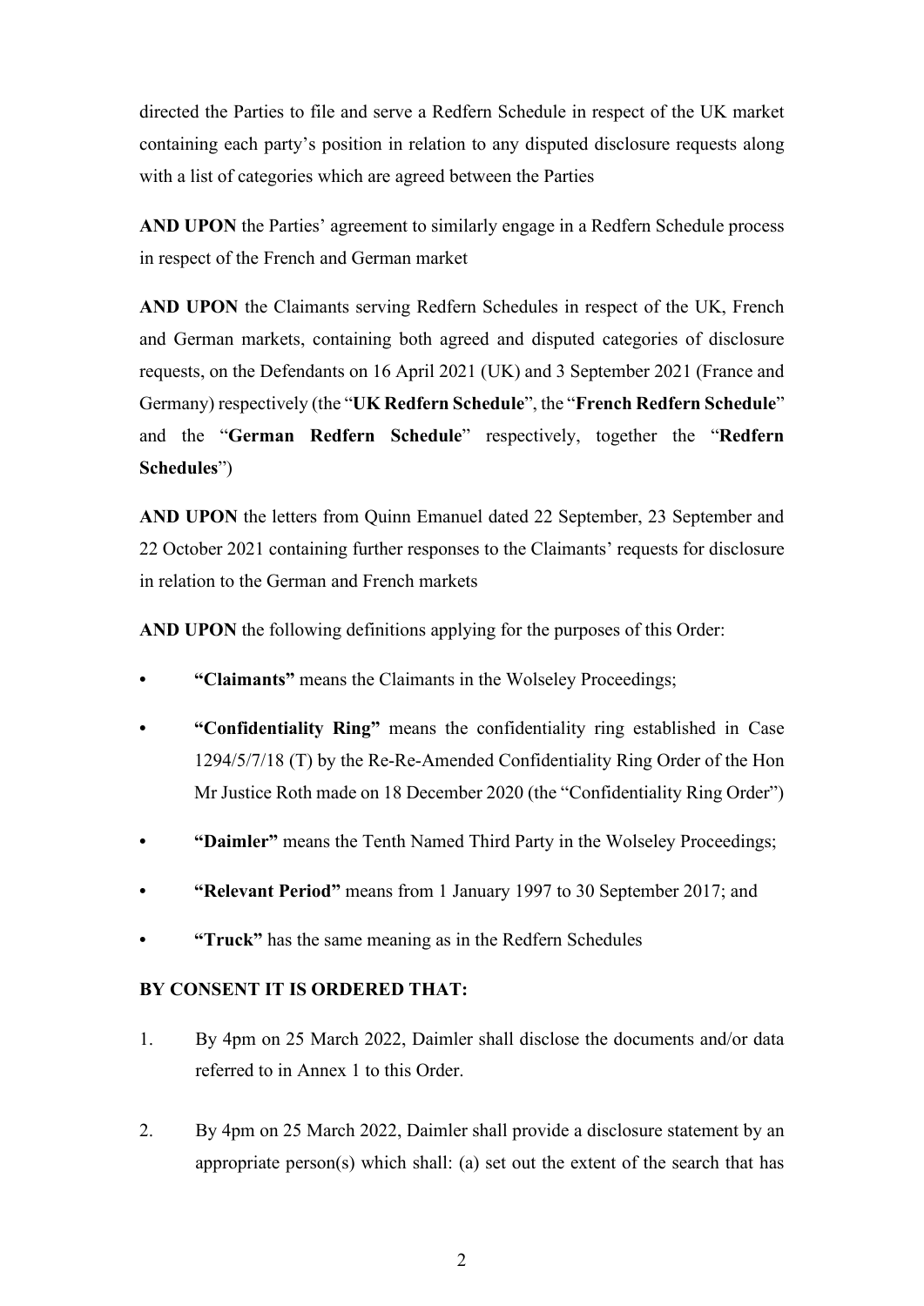directed the Parties to file and serve a Redfern Schedule in respect of the UK market containing each party's position in relation to any disputed disclosure requests along with a list of categories which are agreed between the Parties

**AND UPON** the Parties' agreement to similarly engage in a Redfern Schedule process in respect of the French and German market

**AND UPON** the Claimants serving Redfern Schedules in respect of the UK, French and German markets, containing both agreed and disputed categories of disclosure requests, on the Defendants on 16 April 2021 (UK) and 3 September 2021 (France and Germany) respectively (the "**UK Redfern Schedule**", the "**French Redfern Schedule**" and the "**German Redfern Schedule**" respectively, together the "**Redfern Schedules**")

**AND UPON** the letters from Quinn Emanuel dated 22 September, 23 September and 22 October 2021 containing further responses to the Claimants' requests for disclosure in relation to the German and French markets

**AND UPON** the following definitions applying for the purposes of this Order:

- **"Claimants"** means the Claimants in the Wolseley Proceedings;
- **"Confidentiality Ring"** means the confidentiality ring established in Case 1294/5/7/18 (T) by the Re-Re-Amended Confidentiality Ring Order of the Hon Mr Justice Roth made on 18 December 2020 (the "Confidentiality Ring Order")
- **"Daimler"** means the Tenth Named Third Party in the Wolseley Proceedings;
- **"Relevant Period"** means from 1 January 1997 to 30 September 2017; and
- **"Truck"** has the same meaning as in the Redfern Schedules

**BY CONSENT IT IS ORDERED THAT:**

1. By 4pm on 25 March 2022, Daimler shall disclose the documents and/or data referred to in Annex 1 to this Order.

2. By 4pm on 25 March 2022, Daimler shall provide a disclosure statement by an appropriate person(s) which shall: (a) set out the extent of the search that has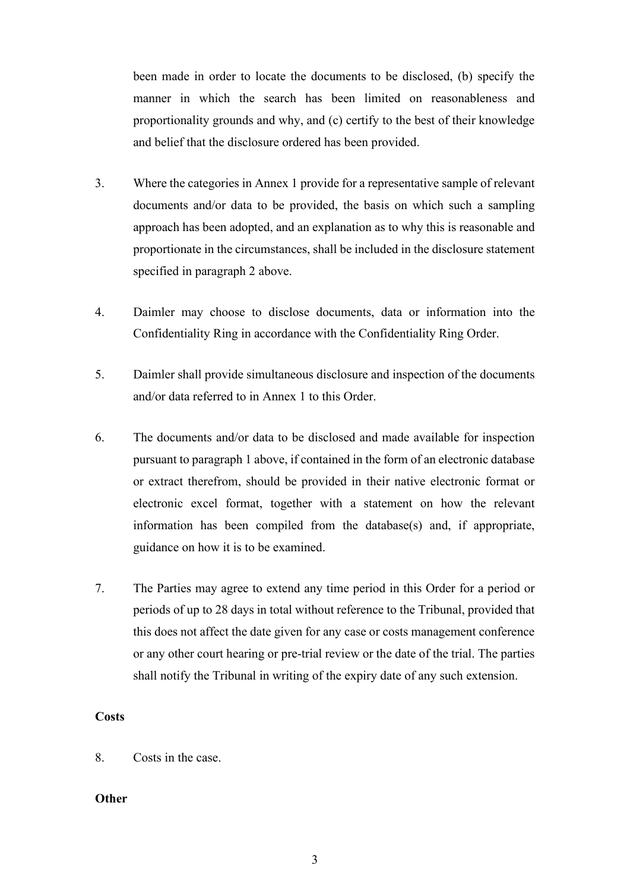been made in order to locate the documents to be disclosed, (b) specify the manner in which the search has been limited on reasonableness and proportionality grounds and why, and (c) certify to the best of their knowledge and belief that the disclosure ordered has been provided.

3. Where the categories in Annex 1 provide for a representative sample of relevant documents and/or data to be provided, the basis on which such a sampling approach has been adopted, and an explanation as to why this is reasonable and proportionate in the circumstances, shall be included in the disclosure statement specified in paragraph 2 above.

4. Daimler may choose to disclose documents, data or information into the Confidentiality Ring in accordance with the Confidentiality Ring Order.

5. Daimler shall provide simultaneous disclosure and inspection of the documents and/or data referred to in Annex 1 to this Order.

6. The documents and/or data to be disclosed and made available for inspection pursuant to paragraph 1 above, if contained in the form of an electronic database or extract therefrom, should be provided in their native electronic format or electronic excel format, together with a statement on how the relevant information has been compiled from the database(s) and, if appropriate, guidance on how it is to be examined.

7. The Parties may agree to extend any time period in this Order for a period or periods of up to 28 days in total without reference to the Tribunal, provided that this does not affect the date given for any case or costs management conference or any other court hearing or pre-trial review or the date of the trial. The parties shall notify the Tribunal in writing of the expiry date of any such extension.

**Costs**

8. Costs in the case.

**Other**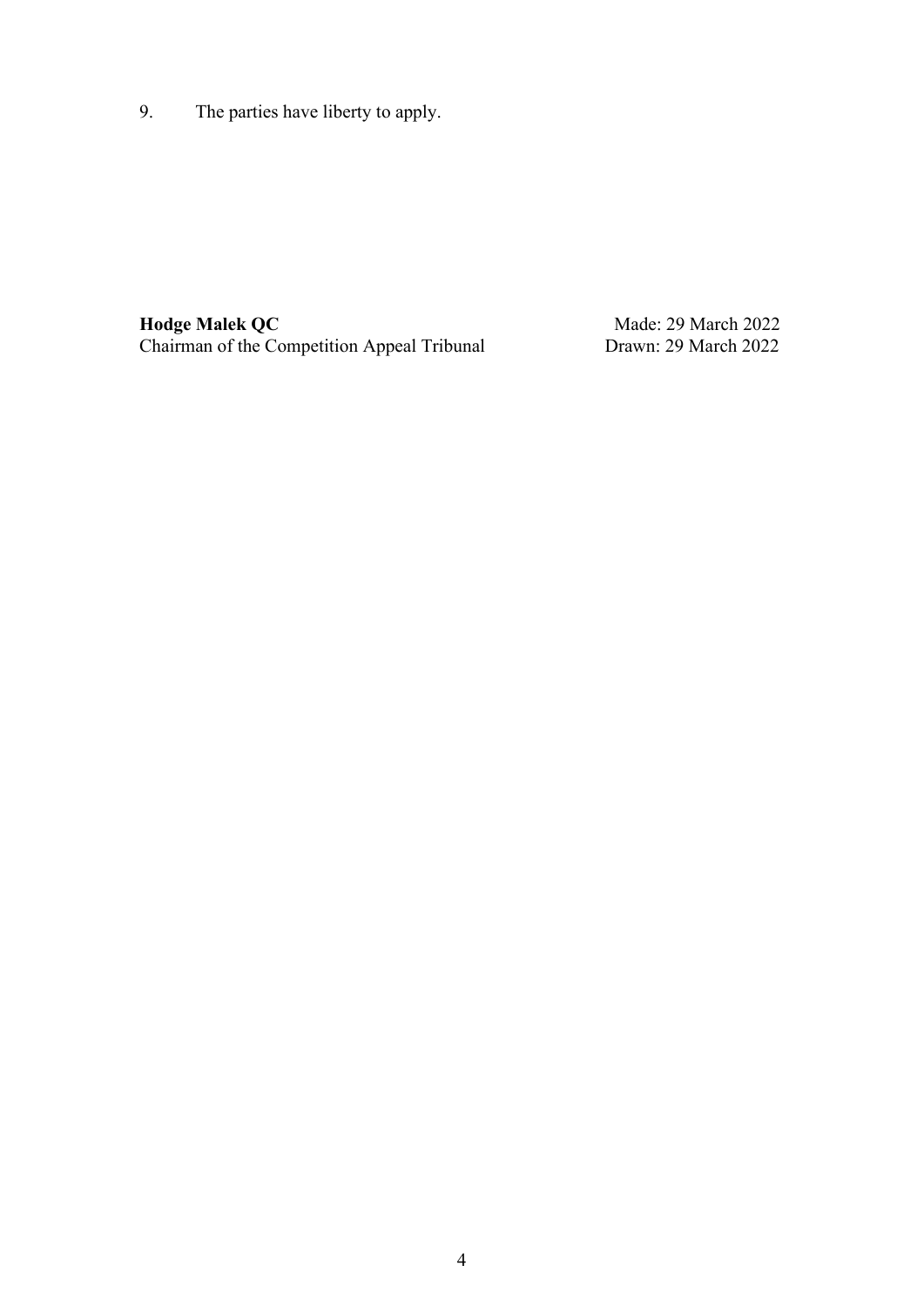9. The parties have liberty to apply.

**Hodge Malek QC**
Chairman of the Competition Appeal Tribunal

Made: 29 March 2022
Drawn: 29 March 2022